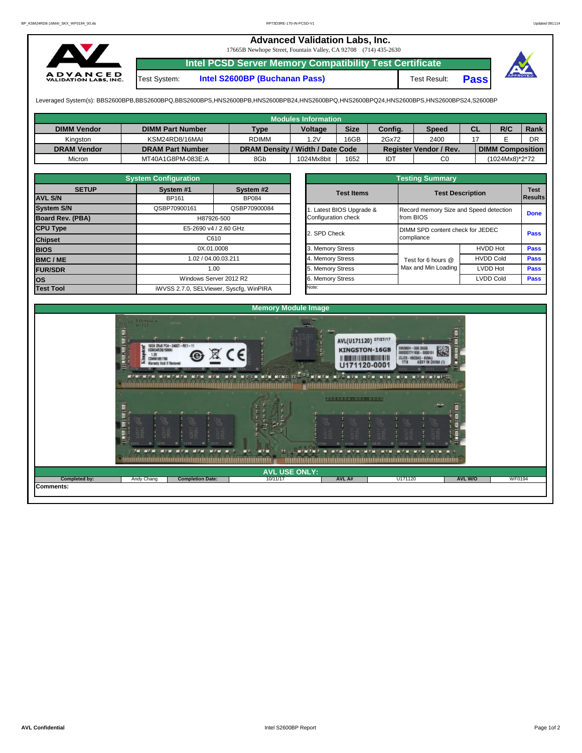# Advanced Validation Labs, Inc.

17665B Newhope Street, Fountain Valley, CA 92708 (714) 435-2630

## Intel PCSD Server Memory Compatibility Test Certificate

Test System: **Intel S2600BP (Buchanan Pass)** Test Result: **Pass**

Leveraged System(s): BBS2600BPB,BBS2600BPQ,BBS2600BPS,HNS2600BPB,HNS2600BPB24,HNS2600BPQ,HNS2600BPQ24,HNS2600BPS,HNS2600BPS24,S2600BP

### Modules Information

| DIMM Vendor | DIMM Part Number | Type | Voltage | Size | Config. | Speed | CL | R/C | Rank |
|---|---|---|---|---|---|---|---|---|---|
| Kingston | KSM24RD8/16MAI | RDIMM | 1.2V | 16GB | 2Gx72 | 2400 | 17 | E | DR |
| **DRAM Vendor** | **DRAM Part Number** | **DRAM Density / Width / Date Code** | | | **Register Vendor / Rev.** | | **DIMM Composition** | | |
| Micron | MT40A1G8PM-083E:A | 8Gb | 1024Mx8bit | 1652 | IDT | C0 | (1024Mx8)*2*72 | | |

### System Configuration

| SETUP | System #1 | System #2 |
|---|---|---|
| AVL S/N | BP161 | BP084 |
| System S/N | QSBP70900161 | QSBP70900084 |
| Board Rev. (PBA) | H87926-500 | |
| CPU Type | E5-2690 v4 / 2.60 GHz | |
| Chipset | C610 | |
| BIOS | 0X.01.0008 | |
| BMC / ME | 1.02 / 04.00.03.211 | |
| FUR/SDR | 1.00 | |
| OS | Windows Server 2012 R2 | |
| Test Tool | iWVSS 2.7.0, SELViewer, Syscfg, WinPIRA | |

### Testing Summary

| Test Items | Test Description | | Test Results |
|---|---|---|---|
| 1. Latest BIOS Upgrade & Configuration check | Record memory Size and Speed detection from BIOS | | Done |
| 2. SPD Check | DIMM SPD content check for JEDEC compliance | | Pass |
| 3. Memory Stress | Test for 6 hours @ Max and Min Loading | HVDD Hot | Pass |
| 4. Memory Stress | | HVDD Cold | Pass |
| 5. Memory Stress | | LVDD Hot | Pass |
| 6. Memory Stress | | LVDD Cold | Pass |
| Note: | | | |

### Memory Module Image

### AVL USE ONLY:

| Completed by: | Andy Chang | Completion Date: | 10/11/17 | AVL A# | U171120 | AVL W/O | WF0194 |
|---|---|---|---|---|---|---|---|

**Comments:**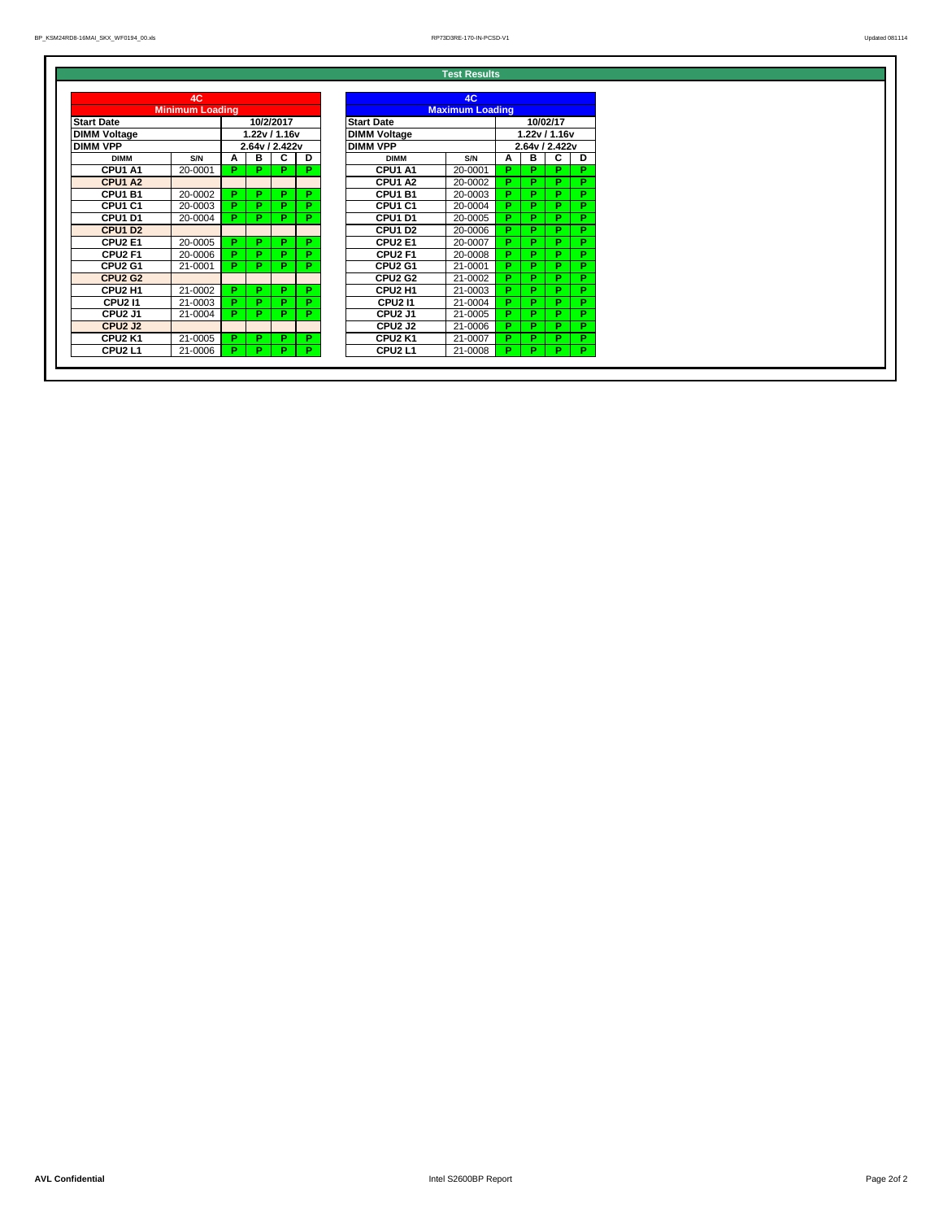## Test Results

| 4C | | | | | |
|---|---|---|---|---|---|
| **Minimum Loading** | | | | | |
| **Start Date** | | 10/2/2017 | | | |
| **DIMM Voltage** | | 1.22v / 1.16v | | | |
| **DIMM VPP** | | 2.64v / 2.422v | | | |
| **DIMM** | **S/N** | **A** | **B** | **C** | **D** |
| CPU1 A1 | 20-0001 | P | P | P | P |
| CPU1 A2 | | | | | |
| CPU1 B1 | 20-0002 | P | P | P | P |
| CPU1 C1 | 20-0003 | P | P | P | P |
| CPU1 D1 | 20-0004 | P | P | P | P |
| CPU1 D2 | | | | | |
| CPU2 E1 | 20-0005 | P | P | P | P |
| CPU2 F1 | 20-0006 | P | P | P | P |
| CPU2 G1 | 21-0001 | P | P | P | P |
| CPU2 G2 | | | | | |
| CPU2 H1 | 21-0002 | P | P | P | P |
| CPU2 I1 | 21-0003 | P | P | P | P |
| CPU2 J1 | 21-0004 | P | P | P | P |
| CPU2 J2 | | | | | |
| CPU2 K1 | 21-0005 | P | P | P | P |
| CPU2 L1 | 21-0006 | P | P | P | P |

| 4C | | | | | |
|---|---|---|---|---|---|
| **Maximum Loading** | | | | | |
| **Start Date** | | 10/02/17 | | | |
| **DIMM Voltage** | | 1.22v / 1.16v | | | |
| **DIMM VPP** | | 2.64v / 2.422v | | | |
| **DIMM** | **S/N** | **A** | **B** | **C** | **D** |
| CPU1 A1 | 20-0001 | P | P | P | P |
| CPU1 A2 | 20-0002 | P | P | P | P |
| CPU1 B1 | 20-0003 | P | P | P | P |
| CPU1 C1 | 20-0004 | P | P | P | P |
| CPU1 D1 | 20-0005 | P | P | P | P |
| CPU1 D2 | 20-0006 | P | P | P | P |
| CPU2 E1 | 20-0007 | P | P | P | P |
| CPU2 F1 | 20-0008 | P | P | P | P |
| CPU2 G1 | 21-0001 | P | P | P | P |
| CPU2 G2 | 21-0002 | P | P | P | P |
| CPU2 H1 | 21-0003 | P | P | P | P |
| CPU2 I1 | 21-0004 | P | P | P | P |
| CPU2 J1 | 21-0005 | P | P | P | P |
| CPU2 J2 | 21-0006 | P | P | P | P |
| CPU2 K1 | 21-0007 | P | P | P | P |
| CPU2 L1 | 21-0008 | P | P | P | P |